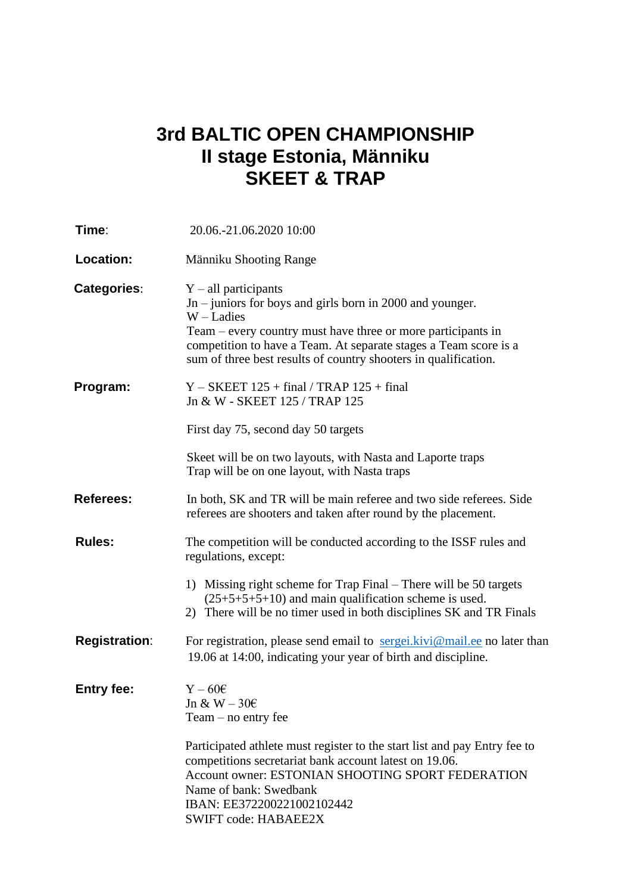# 3rd BALTIC OPEN CHAMPIONSHIP
# II stage Estonia, Männiku
# SKEET & TRAP

**Time**: 20.06.-21.06.2020 10:00

**Location:** Männiku Shooting Range

**Categories**:
Y – all participants
Jn – juniors for boys and girls born in 2000 and younger.
W – Ladies
Team – every country must have three or more participants in competition to have a Team. At separate stages a Team score is a sum of three best results of country shooters in qualification.

**Program:**
Y – SKEET 125 + final / TRAP 125 + final
Jn & W - SKEET 125 / TRAP 125

First day 75, second day 50 targets

Skeet will be on two layouts, with Nasta and Laporte traps
Trap will be on one layout, with Nasta traps

**Referees:** In both, SK and TR will be main referee and two side referees. Side referees are shooters and taken after round by the placement.

**Rules:** The competition will be conducted according to the ISSF rules and regulations, except:

1) Missing right scheme for Trap Final – There will be 50 targets (25+5+5+5+10) and main qualification scheme is used.
2) There will be no timer used in both disciplines SK and TR Finals

**Registration**: For registration, please send email to sergei.kivi@mail.ee no later than 19.06 at 14:00, indicating your year of birth and discipline.

**Entry fee:**
Y – 60€
Jn & W – 30€
Team – no entry fee

Participated athlete must register to the start list and pay Entry fee to competitions secretariat bank account latest on 19.06.
Account owner: ESTONIAN SHOOTING SPORT FEDERATION
Name of bank: Swedbank
IBAN: EE372200221002102442
SWIFT code: HABAEE2X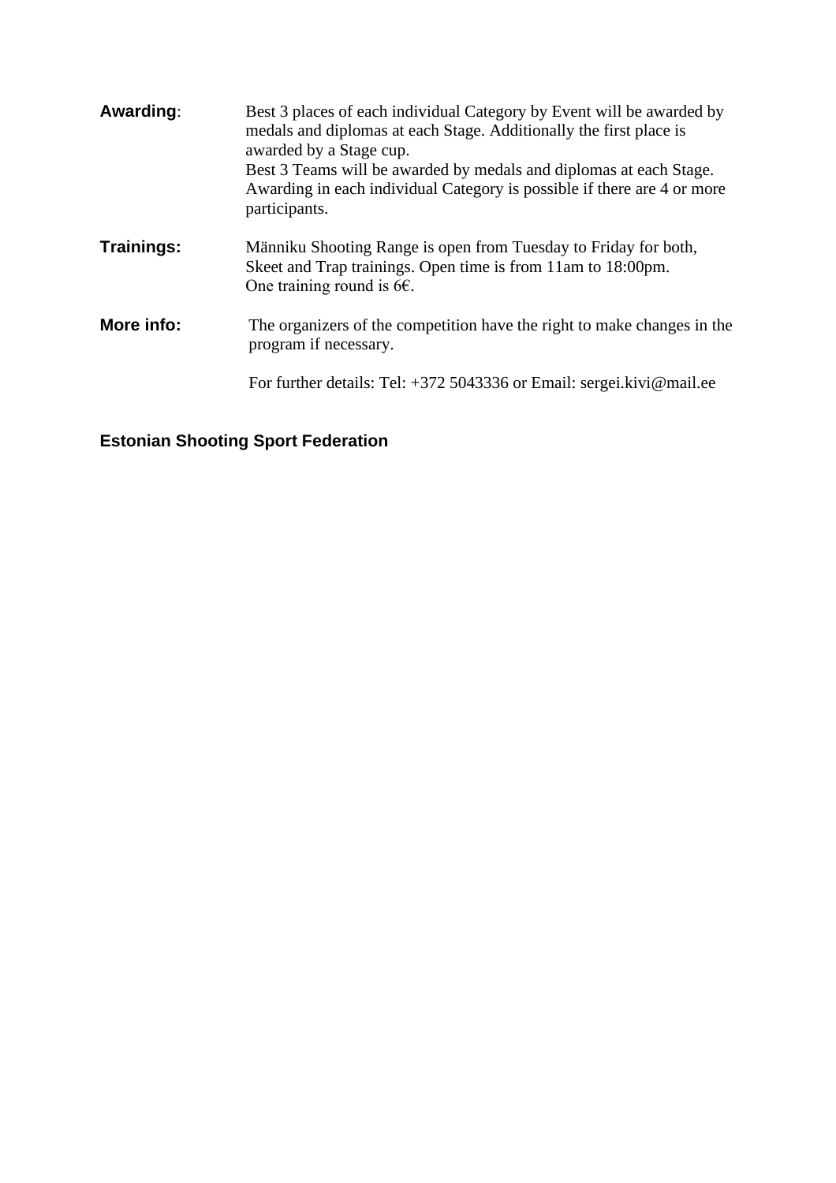**Awarding**: Best 3 places of each individual Category by Event will be awarded by medals and diplomas at each Stage. Additionally the first place is awarded by a Stage cup.
Best 3 Teams will be awarded by medals and diplomas at each Stage.
Awarding in each individual Category is possible if there are 4 or more participants.

**Trainings:** Männiku Shooting Range is open from Tuesday to Friday for both, Skeet and Trap trainings. Open time is from 11am to 18:00pm.
One training round is 6€.

**More info:** The organizers of the competition have the right to make changes in the program if necessary.

For further details: Tel: +372 5043336 or Email: sergei.kivi@mail.ee

**Estonian Shooting Sport Federation**